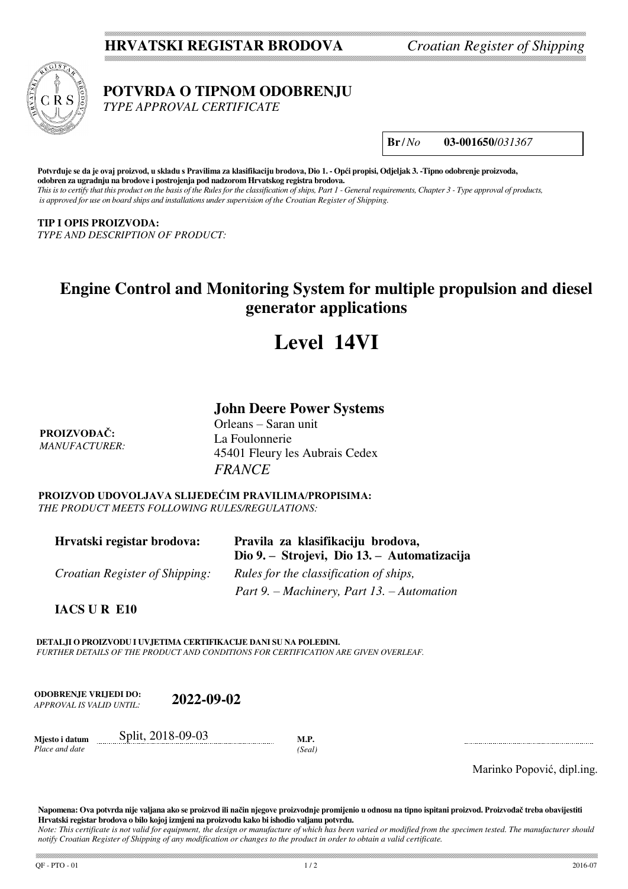**HRVATSKI REGISTAR BRODOVA** *Croatian Register of Shipping*

# POTVRDA O TIPNOM ODOBRENJU
*TYPE APPROVAL CERTIFICATE*

**Br** / *No* **03-001650/***031367*

**Potvrđuje se da je ovaj proizvod, u skladu s Pravilima za klasifikaciju brodova, Dio 1. - Opći propisi, Odjeljak 3. -Tipno odobrenje proizvoda, odobren za ugradnju na brodove i postrojenja pod nadzorom Hrvatskog registra brodova.**
*This is to certify that this product on the basis of the Rules for the classification of ships, Part 1 - General requirements, Chapter 3 - Type approval of products, is approved for use on board ships and installations under supervision of the Croatian Register of Shipping.*

**TIP I OPIS PROIZVODA:**
*TYPE AND DESCRIPTION OF PRODUCT:*

## Engine Control and Monitoring System for multiple propulsion and diesel generator applications

# Level 14VI

**PROIZVOĐAČ:**
*MANUFACTURER:*

**John Deere Power Systems**
Orleans – Saran unit
La Foulonnerie
45401 Fleury les Aubrais Cedex
*FRANCE*

**PROIZVOD UDOVOLJAVA SLIJEDEĆIM PRAVILIMA/PROPISIMA:**
*THE PRODUCT MEETS FOLLOWING RULES/REGULATIONS:*

**Hrvatski registar brodova:** **Pravila za klasifikaciju brodova, Dio 9. – Strojevi, Dio 13. – Automatizacija**

*Croatian Register of Shipping:* *Rules for the classification of ships, Part 9. – Machinery, Part 13. – Automation*

**IACS U R E10**

**DETALJI O PROIZVODU I UVJETIMA CERTIFIKACIJE DANI SU NA POLEĐINI.**
*FURTHER DETAILS OF THE PRODUCT AND CONDITIONS FOR CERTIFICATION ARE GIVEN OVERLEAF.*

**ODOBRENJE VRIJEDI DO:**
*APPROVAL IS VALID UNTIL:* **2022-09-02**

**Mjesto i datum**
*Place and date* Split, 2018-09-03

**M.P.**
*(Seal)*

Marinko Popović, dipl.ing.

**Napomena: Ova potvrda nije valjana ako se proizvod ili način njegove proizvodnje promijenio u odnosu na tipno ispitani proizvod. Proizvođač treba obavijestiti Hrvatski registar brodova o bilo kojoj izmjeni na proizvodu kako bi ishodio valjanu potvrdu.**
*Note: This certificate is not valid for equipment, the design or manufacture of which has been varied or modified from the specimen tested. The manufacturer should notify Croatian Register of Shipping of any modification or changes to the product in order to obtain a valid certificate.*

QF - PTO - 01 2016-07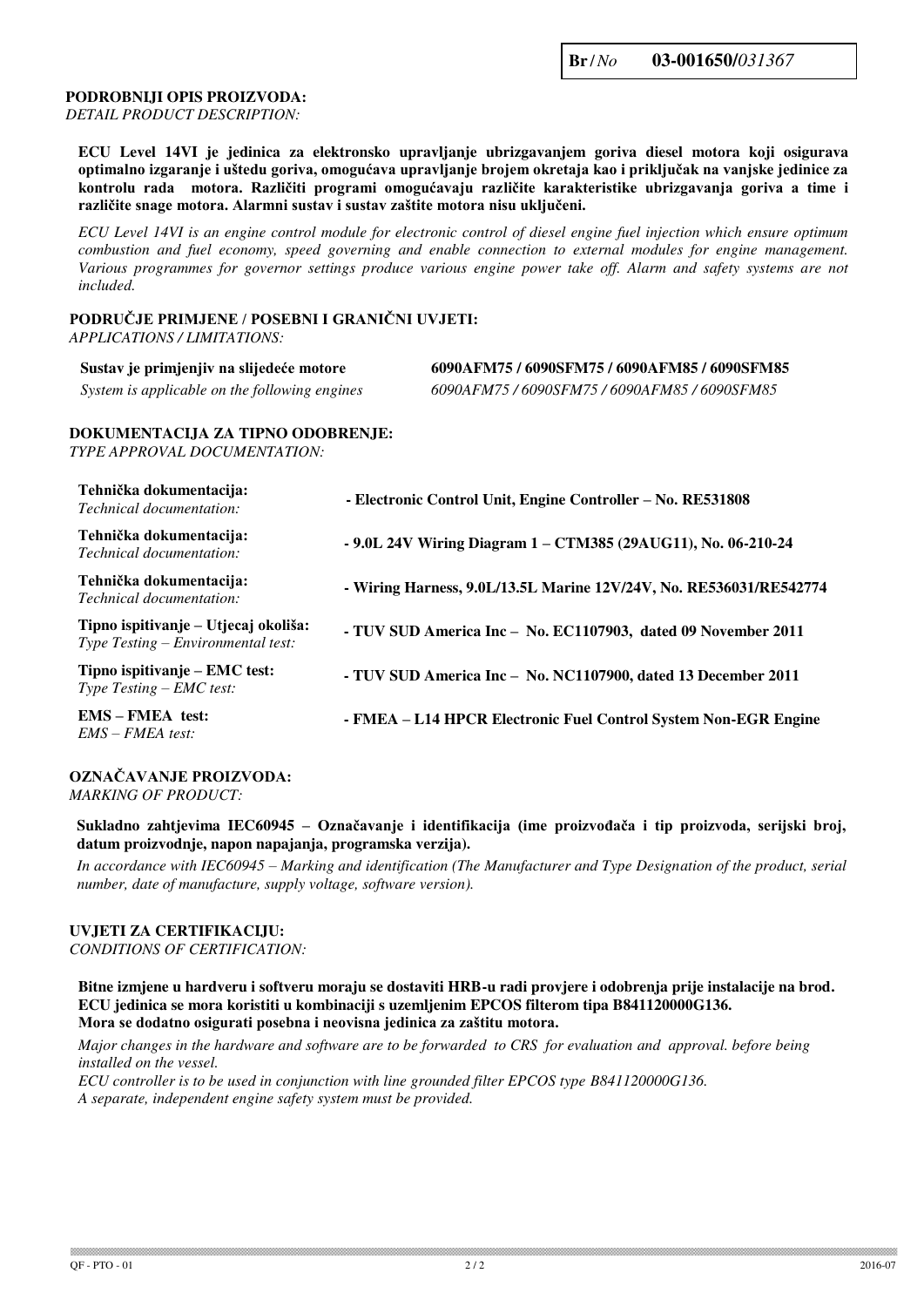**Br /** *No* **03-001650/***031367*

**PODROBNIJI OPIS PROIZVODA:**
*DETAIL PRODUCT DESCRIPTION:*

**ECU Level 14VI je jedinica za elektronsko upravljanje ubrizgavanjem goriva diesel motora koji osigurava optimalno izgaranje i uštedu goriva, omogućava upravljanje brojem okretaja kao i priključak na vanjske jedinice za kontrolu rada motora. Različiti programi omogućavaju različite karakteristike ubrizgavanja goriva a time i različite snage motora. Alarmni sustav i sustav zaštite motora nisu uključeni.**

*ECU Level 14VI is an engine control module for electronic control of diesel engine fuel injection which ensure optimum combustion and fuel economy, speed governing and enable connection to external modules for engine management. Various programmes for governor settings produce various engine power take off. Alarm and safety systems are not included.*

**PODRUČJE PRIMJENE / POSEBNI I GRANIČNI UVJETI:**
*APPLICATIONS / LIMITATIONS:*

| | |
|---|---|
| **Sustav je primjenjiv na slijedeće motore**<br>*System is applicable on the following engines* | **6090AFM75 / 6090SFM75 / 6090AFM85 / 6090SFM85**<br>*6090AFM75 / 6090SFM75 / 6090AFM85 / 6090SFM85* |

**DOKUMENTACIJA ZA TIPNO ODOBRENJE:**
*TYPE APPROVAL DOCUMENTATION:*

| | |
|---|---|
| **Tehnička dokumentacija:**<br>*Technical documentation:* | **- Electronic Control Unit, Engine Controller – No. RE531808** |
| **Tehnička dokumentacija:**<br>*Technical documentation:* | **- 9.0L 24V Wiring Diagram 1 – CTM385 (29AUG11), No. 06-210-24** |
| **Tehnička dokumentacija:**<br>*Technical documentation:* | **- Wiring Harness, 9.0L/13.5L Marine 12V/24V, No. RE536031/RE542774** |
| **Tipno ispitivanje – Utjecaj okoliša:**<br>*Type Testing – Environmental test:* | **- TUV SUD America Inc – No. EC1107903, dated 09 November 2011** |
| **Tipno ispitivanje – EMC test:**<br>*Type Testing – EMC test:* | **- TUV SUD America Inc – No. NC1107900, dated 13 December 2011** |
| **EMS – FMEA test:**<br>*EMS – FMEA test:* | **- FMEA – L14 HPCR Electronic Fuel Control System Non-EGR Engine** |

**OZNAČAVANJE PROIZVODA:**
*MARKING OF PRODUCT:*

**Sukladno zahtjevima IEC60945 – Označavanje i identifikacija (ime proizvođača i tip proizvoda, serijski broj, datum proizvodnje, napon napajanja, programska verzija).**

*In accordance with IEC60945 – Marking and identification (The Manufacturer and Type Designation of the product, serial number, date of manufacture, supply voltage, software version).*

**UVJETI ZA CERTIFIKACIJU:**
*CONDITIONS OF CERTIFICATION:*

**Bitne izmjene u hardveru i softveru moraju se dostaviti HRB-u radi provjere i odobrenja prije instalacije na brod.**
**ECU jedinica se mora koristiti u kombinaciji s uzemljenim EPCOS filterom tipa B841120000G136.**
**Mora se dodatno osigurati posebna i neovisna jedinica za zaštitu motora.**

*Major changes in the hardware and software are to be forwarded to CRS for evaluation and approval. before being installed on the vessel.*
*ECU controller is to be used in conjunction with line grounded filter EPCOS type B841120000G136.*
*A separate, independent engine safety system must be provided.*